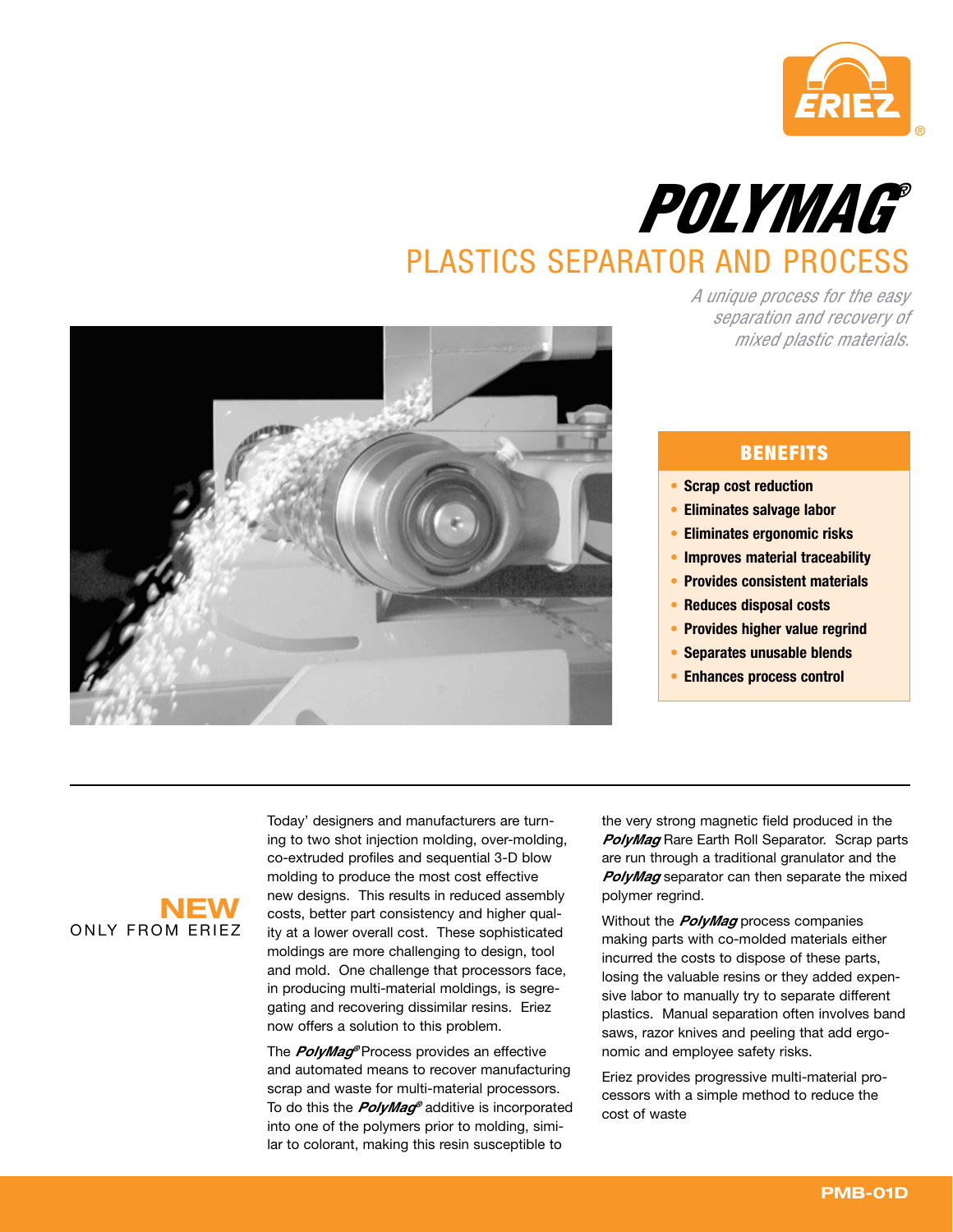ERIEZ®

# POLYMAG®

## PLASTICS SEPARATOR AND PROCESS

*A unique process for the easy separation and recovery of mixed plastic materials.*

### BENEFITS

- **Scrap cost reduction**
- **Eliminates salvage labor**
- **Eliminates ergonomic risks**
- **Improves material traceability**
- **Provides consistent materials**
- **Reduces disposal costs**
- **Provides higher value regrind**
- **Separates unusable blends**
- **Enhances process control**

**NEW**
ONLY FROM ERIEZ

Today' designers and manufacturers are turning to two shot injection molding, over-molding, co-extruded profiles and sequential 3-D blow molding to produce the most cost effective new designs. This results in reduced assembly costs, better part consistency and higher quality at a lower overall cost. These sophisticated moldings are more challenging to design, tool and mold. One challenge that processors face, in producing multi-material moldings, is segregating and recovering dissimilar resins. Eriez now offers a solution to this problem.

The ***PolyMag®*** Process provides an effective and automated means to recover manufacturing scrap and waste for multi-material processors. To do this the ***PolyMag®*** additive is incorporated into one of the polymers prior to molding, similar to colorant, making this resin susceptible to the very strong magnetic field produced in the ***PolyMag*** Rare Earth Roll Separator. Scrap parts are run through a traditional granulator and the ***PolyMag*** separator can then separate the mixed polymer regrind.

Without the ***PolyMag*** process companies making parts with co-molded materials either incurred the costs to dispose of these parts, losing the valuable resins or they added expensive labor to manually try to separate different plastics. Manual separation often involves band saws, razor knives and peeling that add ergonomic and employee safety risks.

Eriez provides progressive multi-material processors with a simple method to reduce the cost of waste

PMB-01D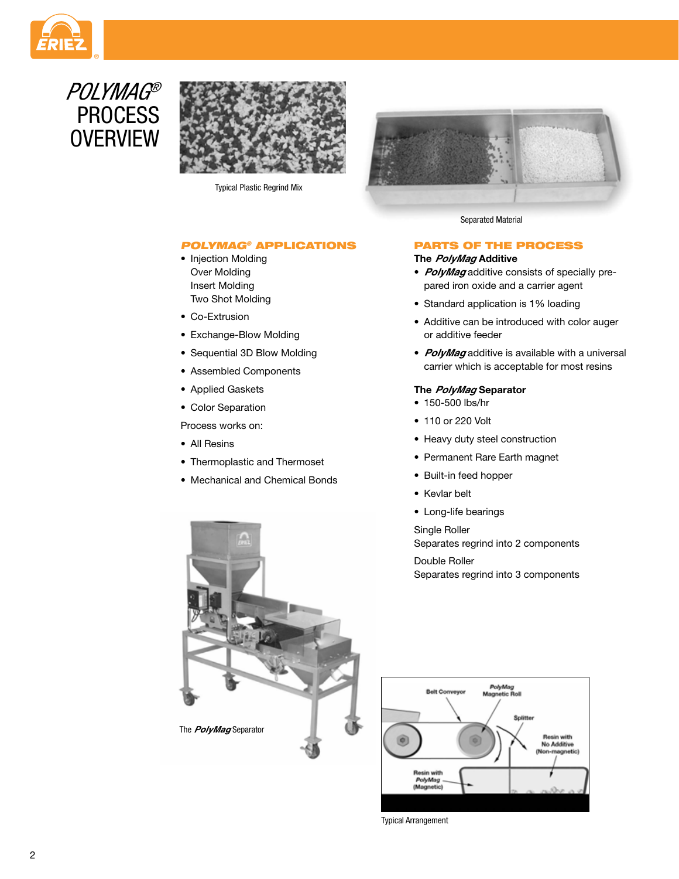# POLYMAG® PROCESS OVERVIEW

Typical Plastic Regrind Mix

Separated Material

## POLYMAG® APPLICATIONS

- Injection Molding
  Over Molding
  Insert Molding
  Two Shot Molding
- Co-Extrusion
- Exchange-Blow Molding
- Sequential 3D Blow Molding
- Assembled Components
- Applied Gaskets
- Color Separation

Process works on:

- All Resins
- Thermoplastic and Thermoset
- Mechanical and Chemical Bonds

The *PolyMag* Separator

## PARTS OF THE PROCESS

**The *PolyMag* Additive**

- ***PolyMag*** additive consists of specially prepared iron oxide and a carrier agent
- Standard application is 1% loading
- Additive can be introduced with color auger or additive feeder
- ***PolyMag*** additive is available with a universal carrier which is acceptable for most resins

**The *PolyMag* Separator**

- 150-500 lbs/hr
- 110 or 220 Volt
- Heavy duty steel construction
- Permanent Rare Earth magnet
- Built-in feed hopper
- Kevlar belt
- Long-life bearings

Single Roller
Separates regrind into 2 components

Double Roller
Separates regrind into 3 components

Belt Conveyor

PolyMag Magnetic Roll

Splitter

Resin with No Additive (Non-magnetic)

Resin with PolyMag (Magnetic)

Typical Arrangement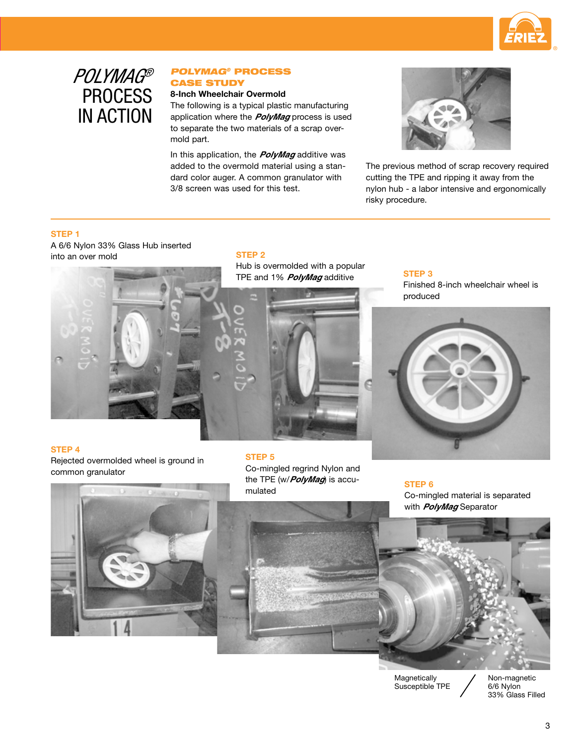# *POLYMAG®* PROCESS IN ACTION

## POLYMAG® PROCESS CASE STUDY

**8-Inch Wheelchair Overmold**

The following is a typical plastic manufacturing application where the ***PolyMag*** process is used to separate the two materials of a scrap overmold part.

In this application, the ***PolyMag*** additive was added to the overmold material using a standard color auger. A common granulator with 3/8 screen was used for this test.

The previous method of scrap recovery required cutting the TPE and ripping it away from the nylon hub - a labor intensive and ergonomically risky procedure.

---

**STEP 1**

A 6/6 Nylon 33% Glass Hub inserted into an over mold

**STEP 2**

Hub is overmolded with a popular TPE and 1% ***PolyMag*** additive

**STEP 3**

Finished 8-inch wheelchair wheel is produced

**STEP 4**

Rejected overmolded wheel is ground in common granulator

**STEP 5**

Co-mingled regrind Nylon and the TPE (w/***PolyMag***) is accumulated

**STEP 6**

Co-mingled material is separated with ***PolyMag*** Separator

Magnetically Susceptible TPE / Non-magnetic 6/6 Nylon 33% Glass Filled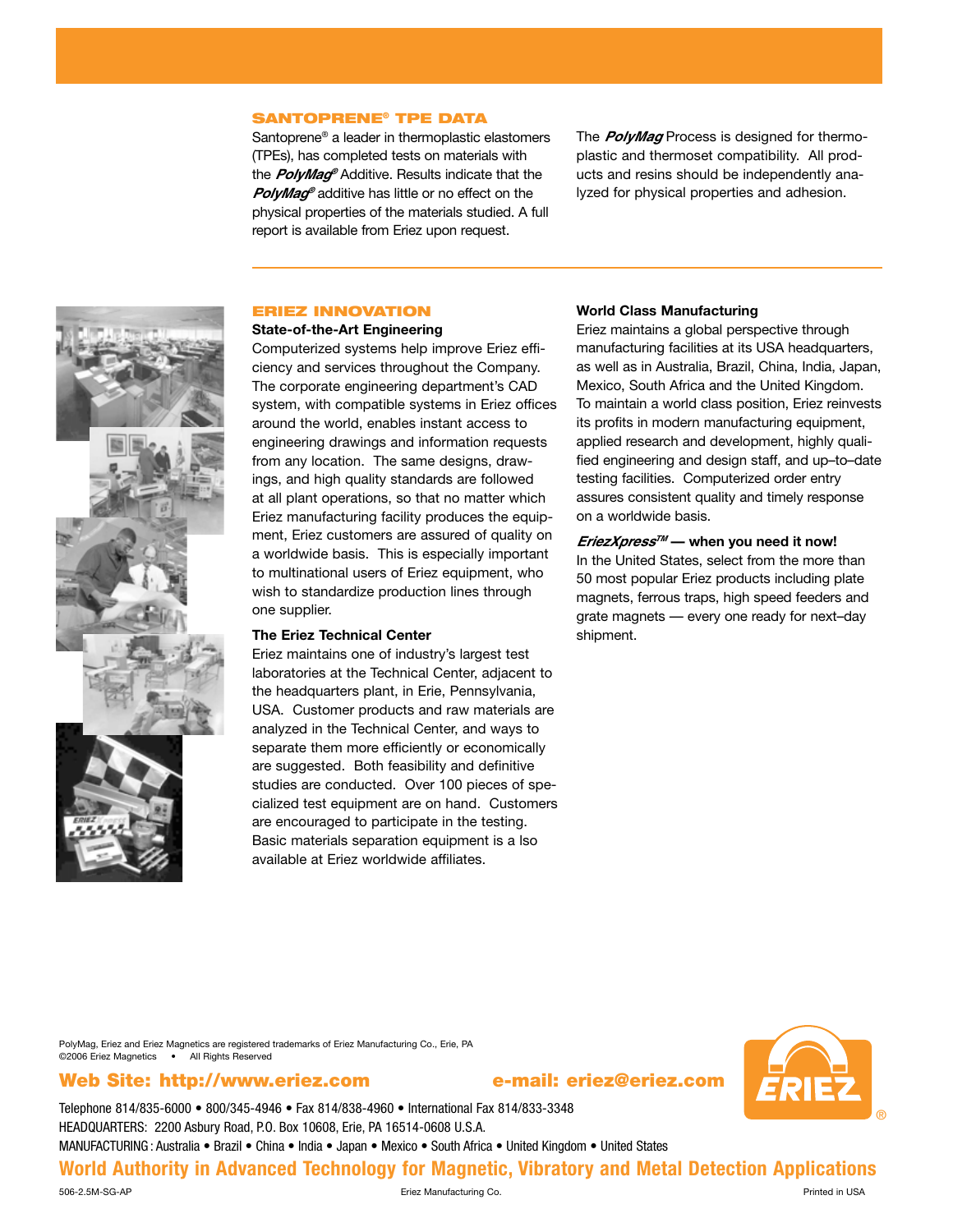## SANTOPRENE® TPE DATA

Santoprene® a leader in thermoplastic elastomers (TPEs), has completed tests on materials with the ***PolyMag®*** Additive. Results indicate that the ***PolyMag®*** additive has little or no effect on the physical properties of the materials studied. A full report is available from Eriez upon request.

The ***PolyMag*** Process is designed for thermoplastic and thermoset compatibility. All products and resins should be independently analyzed for physical properties and adhesion.

## ERIEZ INNOVATION

### State-of-the-Art Engineering

Computerized systems help improve Eriez efficiency and services throughout the Company. The corporate engineering department's CAD system, with compatible systems in Eriez offices around the world, enables instant access to engineering drawings and information requests from any location. The same designs, drawings, and high quality standards are followed at all plant operations, so that no matter which Eriez manufacturing facility produces the equipment, Eriez customers are assured of quality on a worldwide basis. This is especially important to multinational users of Eriez equipment, who wish to standardize production lines through one supplier.

### The Eriez Technical Center

Eriez maintains one of industry's largest test laboratories at the Technical Center, adjacent to the headquarters plant, in Erie, Pennsylvania, USA. Customer products and raw materials are analyzed in the Technical Center, and ways to separate them more efficiently or economically are suggested. Both feasibility and definitive studies are conducted. Over 100 pieces of specialized test equipment are on hand. Customers are encouraged to participate in the testing. Basic materials separation equipment is a lso available at Eriez worldwide affiliates.

### World Class Manufacturing

Eriez maintains a global perspective through manufacturing facilities at its USA headquarters, as well as in Australia, Brazil, China, India, Japan, Mexico, South Africa and the United Kingdom. To maintain a world class position, Eriez reinvests its profits in modern manufacturing equipment, applied research and development, highly qualified engineering and design staff, and up–to–date testing facilities. Computerized order entry assures consistent quality and timely response on a worldwide basis.

### *EriezXpress™* — when you need it now!

In the United States, select from the more than 50 most popular Eriez products including plate magnets, ferrous traps, high speed feeders and grate magnets — every one ready for next–day shipment.

PolyMag, Eriez and Eriez Magnetics are registered trademarks of Eriez Manufacturing Co., Erie, PA
©2006 Eriez Magnetics • All Rights Reserved

**Web Site: http://www.eriez.com** **e-mail: eriez@eriez.com**

Telephone 814/835-6000 • 800/345-4946 • Fax 814/838-4960 • International Fax 814/833-3348
HEADQUARTERS: 2200 Asbury Road, P.O. Box 10608, Erie, PA 16514-0608 U.S.A.
MANUFACTURING: Australia • Brazil • China • India • Japan • Mexico • South Africa • United Kingdom • United States

**World Authority in Advanced Technology for Magnetic, Vibratory and Metal Detection Applications**

506-2.5M-SG-AP Eriez Manufacturing Co. Printed in USA